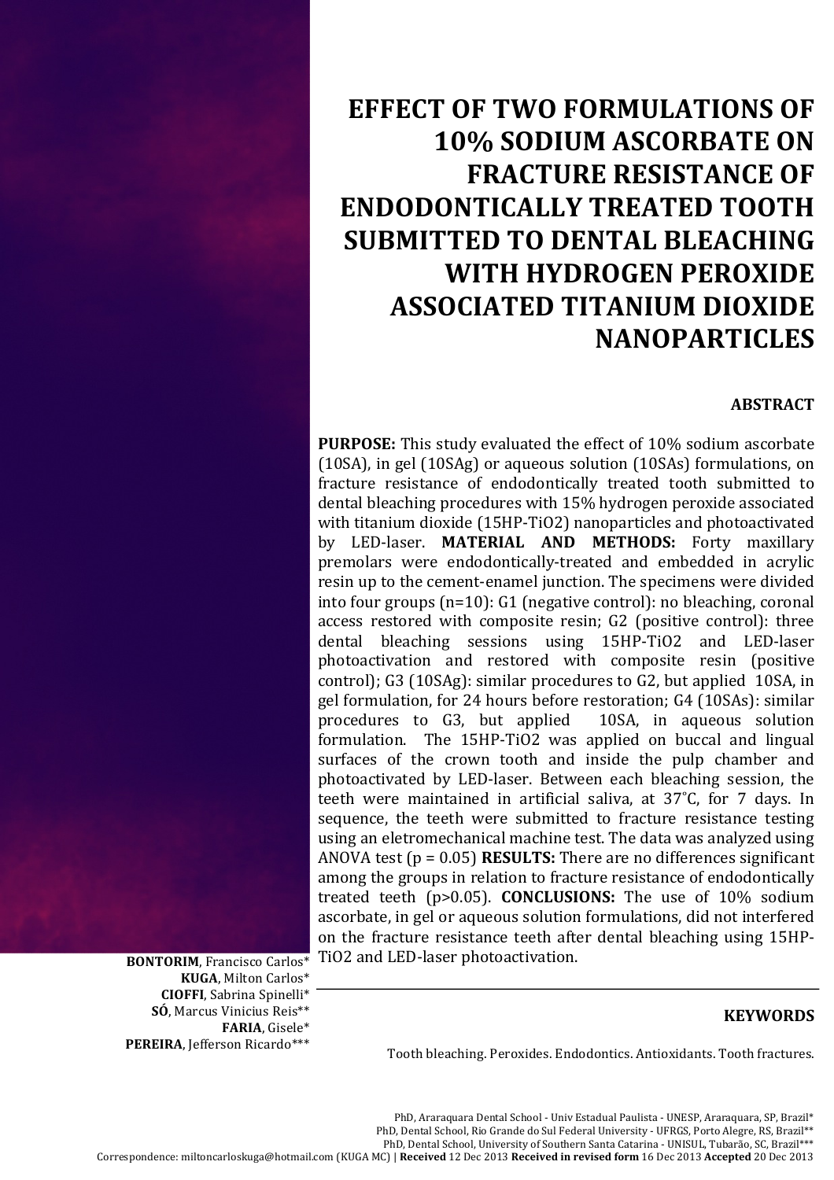# EFFECT OF TWO FORMULATIONS OF 10% SODIUM ASCORBATE ON FRACTURE RESISTANCE OF ENDODONTICALLY TREATED TOOTH SUBMITTED TO DENTAL BLEACHING WITH HYDROGEN PEROXIDE ASSOCIATED TITANIUM DIOXIDE NANOPARTICLES

**BONTORIM**, Francisco Carlos*
**KUGA**, Milton Carlos*
**CIOFFI**, Sabrina Spinelli*
**SÓ**, Marcus Vinicius Reis**
**FARIA**, Gisele*
**PEREIRA**, Jefferson Ricardo***

## ABSTRACT

**PURPOSE:** This study evaluated the effect of 10% sodium ascorbate (10SA), in gel (10SAg) or aqueous solution (10SAs) formulations, on fracture resistance of endodontically treated tooth submitted to dental bleaching procedures with 15% hydrogen peroxide associated with titanium dioxide (15HP-TiO2) nanoparticles and photoactivated by LED-laser. **MATERIAL AND METHODS:** Forty maxillary premolars were endodontically-treated and embedded in acrylic resin up to the cement-enamel junction. The specimens were divided into four groups (n=10): G1 (negative control): no bleaching, coronal access restored with composite resin; G2 (positive control): three dental bleaching sessions using 15HP-TiO2 and LED-laser photoactivation and restored with composite resin (positive control); G3 (10SAg): similar procedures to G2, but applied 10SA, in gel formulation, for 24 hours before restoration; G4 (10SAs): similar procedures to G3, but applied 10SA, in aqueous solution formulation. The 15HP-TiO2 was applied on buccal and lingual surfaces of the crown tooth and inside the pulp chamber and photoactivated by LED-laser. Between each bleaching session, the teeth were maintained in artificial saliva, at 37°C, for 7 days. In sequence, the teeth were submitted to fracture resistance testing using an eletromechanical machine test. The data was analyzed using ANOVA test (p = 0.05) **RESULTS:** There are no differences significant among the groups in relation to fracture resistance of endodontically treated teeth (p>0.05). **CONCLUSIONS:** The use of 10% sodium ascorbate, in gel or aqueous solution formulations, did not interfered on the fracture resistance teeth after dental bleaching using 15HP-TiO2 and LED-laser photoactivation.

## KEYWORDS

Tooth bleaching. Peroxides. Endodontics. Antioxidants. Tooth fractures.

PhD, Araraquara Dental School - Univ Estadual Paulista - UNESP, Araraquara, SP, Brazil*
PhD, Dental School, Rio Grande do Sul Federal University - UFRGS, Porto Alegre, RS, Brazil**
PhD, Dental School, University of Southern Santa Catarina - UNISUL, Tubarão, SC, Brazil***
Correspondence: miltoncarloskuga@hotmail.com (KUGA MC) | **Received** 12 Dec 2013 **Received in revised form** 16 Dec 2013 **Accepted** 20 Dec 2013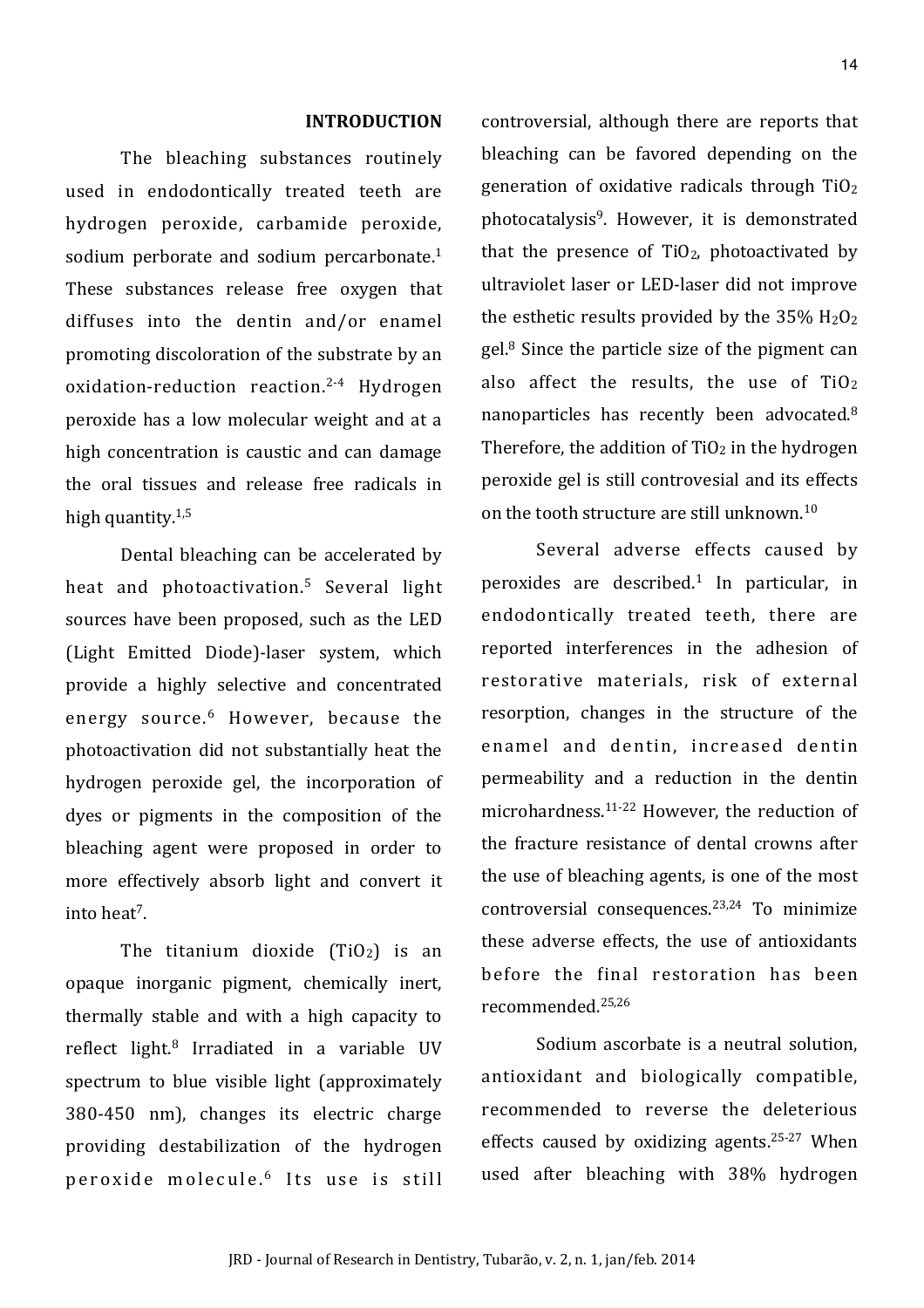## INTRODUCTION

The bleaching substances routinely used in endodontically treated teeth are hydrogen peroxide, carbamide peroxide, sodium perborate and sodium percarbonate.[1] These substances release free oxygen that diffuses into the dentin and/or enamel promoting discoloration of the substrate by an oxidation-reduction reaction.[2-4] Hydrogen peroxide has a low molecular weight and at a high concentration is caustic and can damage the oral tissues and release free radicals in high quantity.[1,5]

Dental bleaching can be accelerated by heat and photoactivation.[5] Several light sources have been proposed, such as the LED (Light Emitted Diode)-laser system, which provide a highly selective and concentrated energy source.[6] However, because the photoactivation did not substantially heat the hydrogen peroxide gel, the incorporation of dyes or pigments in the composition of the bleaching agent were proposed in order to more effectively absorb light and convert it into heat[7].

The titanium dioxide ($TiO_2$) is an opaque inorganic pigment, chemically inert, thermally stable and with a high capacity to reflect light.[8] Irradiated in a variable UV spectrum to blue visible light (approximately 380-450 nm), changes its electric charge providing destabilization of the hydrogen peroxide molecule.[6] Its use is still controversial, although there are reports that bleaching can be favored depending on the generation of oxidative radicals through $TiO_2$ photocatalysis[9]. However, it is demonstrated that the presence of $TiO_2$, photoactivated by ultraviolet laser or LED-laser did not improve the esthetic results provided by the 35% $H_2O_2$ gel.[8] Since the particle size of the pigment can also affect the results, the use of $TiO_2$ nanoparticles has recently been advocated.[8] Therefore, the addition of $TiO_2$ in the hydrogen peroxide gel is still controvesial and its effects on the tooth structure are still unknown.[10]

Several adverse effects caused by peroxides are described.[1] In particular, in endodontically treated teeth, there are reported interferences in the adhesion of restorative materials, risk of external resorption, changes in the structure of the enamel and dentin, increased dentin permeability and a reduction in the dentin microhardness.[11-22] However, the reduction of the fracture resistance of dental crowns after the use of bleaching agents, is one of the most controversial consequences.[23,24] To minimize these adverse effects, the use of antioxidants before the final restoration has been recommended.[25,26]

Sodium ascorbate is a neutral solution, antioxidant and biologically compatible, recommended to reverse the deleterious effects caused by oxidizing agents.[25-27] When used after bleaching with 38% hydrogen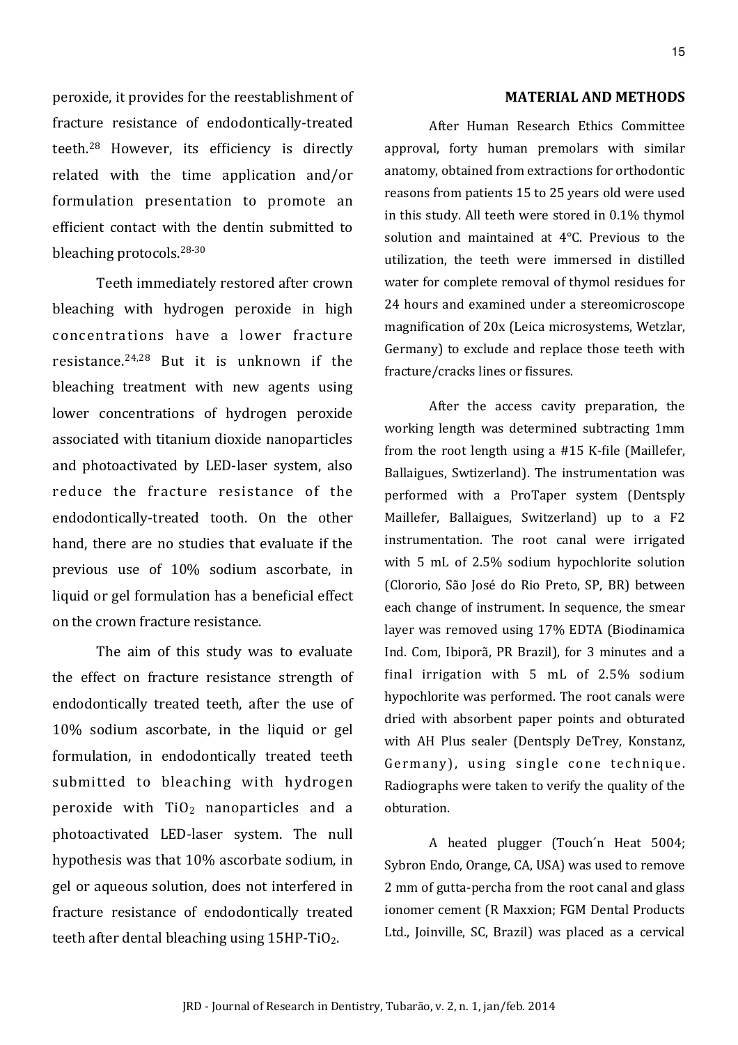peroxide, it provides for the reestablishment of fracture resistance of endodontically-treated teeth.[28] However, its efficiency is directly related with the time application and/or formulation presentation to promote an efficient contact with the dentin submitted to bleaching protocols.[28-30]

Teeth immediately restored after crown bleaching with hydrogen peroxide in high concentrations have a lower fracture resistance.[24,28] But it is unknown if the bleaching treatment with new agents using lower concentrations of hydrogen peroxide associated with titanium dioxide nanoparticles and photoactivated by LED-laser system, also reduce the fracture resistance of the endodontically-treated tooth. On the other hand, there are no studies that evaluate if the previous use of 10% sodium ascorbate, in liquid or gel formulation has a beneficial effect on the crown fracture resistance.

The aim of this study was to evaluate the effect on fracture resistance strength of endodontically treated teeth, after the use of 10% sodium ascorbate, in the liquid or gel formulation, in endodontically treated teeth submitted to bleaching with hydrogen peroxide with $TiO_2$ nanoparticles and a photoactivated LED-laser system. The null hypothesis was that 10% ascorbate sodium, in gel or aqueous solution, does not interfered in fracture resistance of endodontically treated teeth after dental bleaching using 15HP-$TiO_2$.

## MATERIAL AND METHODS

After Human Research Ethics Committee approval, forty human premolars with similar anatomy, obtained from extractions for orthodontic reasons from patients 15 to 25 years old were used in this study. All teeth were stored in 0.1% thymol solution and maintained at 4°C. Previous to the utilization, the teeth were immersed in distilled water for complete removal of thymol residues for 24 hours and examined under a stereomicroscope magnification of 20x (Leica microsystems, Wetzlar, Germany) to exclude and replace those teeth with fracture/cracks lines or fissures.

After the access cavity preparation, the working length was determined subtracting 1mm from the root length using a #15 K-file (Maillefer, Ballaigues, Swtizerland). The instrumentation was performed with a ProTaper system (Dentsply Maillefer, Ballaigues, Switzerland) up to a F2 instrumentation. The root canal were irrigated with 5 mL of 2.5% sodium hypochlorite solution (Clororio, São José do Rio Preto, SP, BR) between each change of instrument. In sequence, the smear layer was removed using 17% EDTA (Biodinamica Ind. Com, Ibiporã, PR Brazil), for 3 minutes and a final irrigation with 5 mL of 2.5% sodium hypochlorite was performed. The root canals were dried with absorbent paper points and obturated with AH Plus sealer (Dentsply DeTrey, Konstanz, Germany), using single cone technique. Radiographs were taken to verify the quality of the obturation.

A heated plugger (Touch´n Heat 5004; Sybron Endo, Orange, CA, USA) was used to remove 2 mm of gutta-percha from the root canal and glass ionomer cement (R Maxxion; FGM Dental Products Ltd., Joinville, SC, Brazil) was placed as a cervical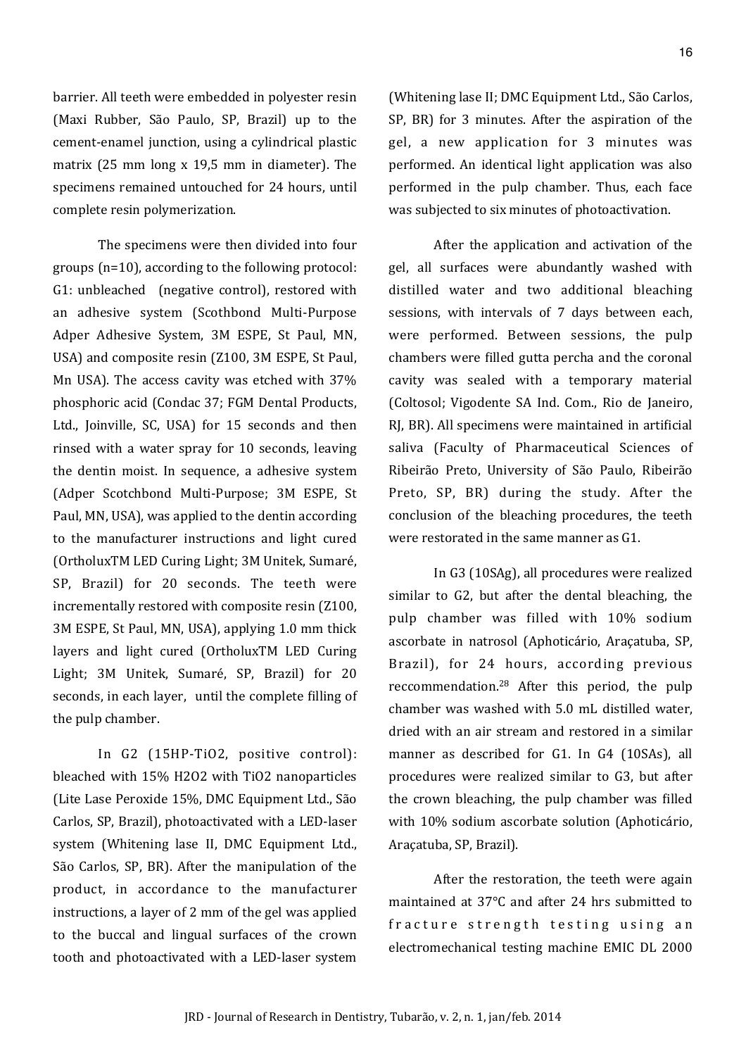barrier. All teeth were embedded in polyester resin (Maxi Rubber, São Paulo, SP, Brazil) up to the cement-enamel junction, using a cylindrical plastic matrix (25 mm long x 19,5 mm in diameter). The specimens remained untouched for 24 hours, until complete resin polymerization.

The specimens were then divided into four groups (n=10), according to the following protocol: G1: unbleached (negative control), restored with an adhesive system (Scothbond Multi-Purpose Adper Adhesive System, 3M ESPE, St Paul, MN, USA) and composite resin (Z100, 3M ESPE, St Paul, Mn USA). The access cavity was etched with 37% phosphoric acid (Condac 37; FGM Dental Products, Ltd., Joinville, SC, USA) for 15 seconds and then rinsed with a water spray for 10 seconds, leaving the dentin moist. In sequence, a adhesive system (Adper Scotchbond Multi-Purpose; 3M ESPE, St Paul, MN, USA), was applied to the dentin according to the manufacturer instructions and light cured (OrtholuxTM LED Curing Light; 3M Unitek, Sumaré, SP, Brazil) for 20 seconds. The teeth were incrementally restored with composite resin (Z100, 3M ESPE, St Paul, MN, USA), applying 1.0 mm thick layers and light cured (OrtholuxTM LED Curing Light; 3M Unitek, Sumaré, SP, Brazil) for 20 seconds, in each layer, until the complete filling of the pulp chamber.

In G2 (15HP-TiO2, positive control): bleached with 15% $H_2O_2$ with $TiO_2$ nanoparticles (Lite Lase Peroxide 15%, DMC Equipment Ltd., São Carlos, SP, Brazil), photoactivated with a LED-laser system (Whitening lase II, DMC Equipment Ltd., São Carlos, SP, BR). After the manipulation of the product, in accordance to the manufacturer instructions, a layer of 2 mm of the gel was applied to the buccal and lingual surfaces of the crown tooth and photoactivated with a LED-laser system (Whitening lase II; DMC Equipment Ltd., São Carlos, SP, BR) for 3 minutes. After the aspiration of the gel, a new application for 3 minutes was performed. An identical light application was also performed in the pulp chamber. Thus, each face was subjected to six minutes of photoactivation.

After the application and activation of the gel, all surfaces were abundantly washed with distilled water and two additional bleaching sessions, with intervals of 7 days between each, were performed. Between sessions, the pulp chambers were filled gutta percha and the coronal cavity was sealed with a temporary material (Coltosol; Vigodente SA Ind. Com., Rio de Janeiro, RJ, BR). All specimens were maintained in artificial saliva (Faculty of Pharmaceutical Sciences of Ribeirão Preto, University of São Paulo, Ribeirão Preto, SP, BR) during the study. After the conclusion of the bleaching procedures, the teeth were restorated in the same manner as G1.

In G3 (10SAg), all procedures were realized similar to G2, but after the dental bleaching, the pulp chamber was filled with 10% sodium ascorbate in natrosol (Aphoticário, Araçatuba, SP, Brazil), for 24 hours, according previous reccommendation.[28] After this period, the pulp chamber was washed with 5.0 mL distilled water, dried with an air stream and restored in a similar manner as described for G1. In G4 (10SAs), all procedures were realized similar to G3, but after the crown bleaching, the pulp chamber was filled with 10% sodium ascorbate solution (Aphoticário, Araçatuba, SP, Brazil).

After the restoration, the teeth were again maintained at 37°C and after 24 hrs submitted to fracture strength testing using an electromechanical testing machine EMIC DL 2000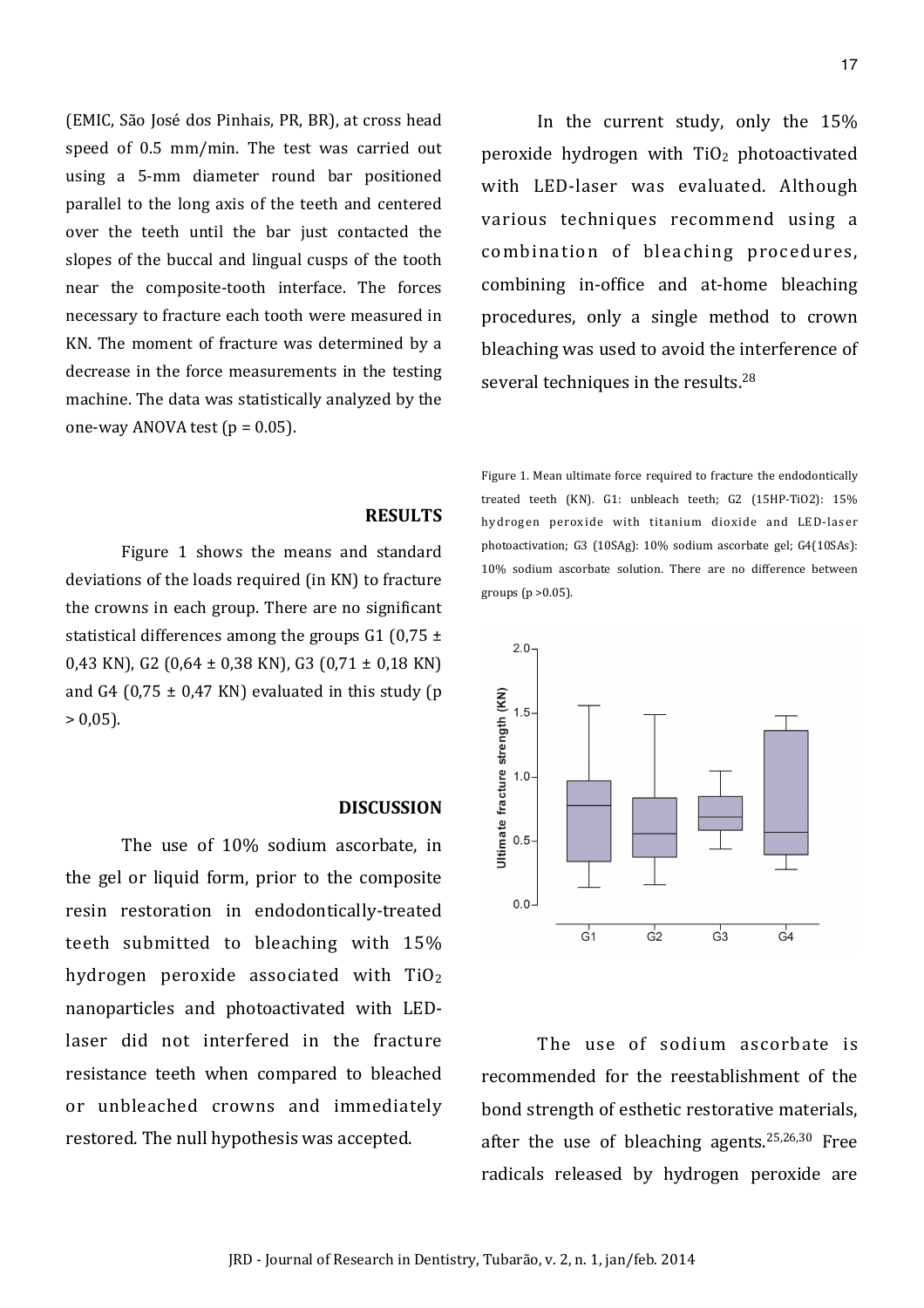(EMIC, São José dos Pinhais, PR, BR), at cross head speed of 0.5 mm/min. The test was carried out using a 5-mm diameter round bar positioned parallel to the long axis of the teeth and centered over the teeth until the bar just contacted the slopes of the buccal and lingual cusps of the tooth near the composite-tooth interface. The forces necessary to fracture each tooth were measured in KN. The moment of fracture was determined by a decrease in the force measurements in the testing machine. The data was statistically analyzed by the one-way ANOVA test ($p = 0.05$).

## RESULTS

Figure 1 shows the means and standard deviations of the loads required (in KN) to fracture the crowns in each group. There are no significant statistical differences among the groups G1 (0,75 ± 0,43 KN), G2 (0,64 ± 0,38 KN), G3 (0,71 ± 0,18 KN) and G4 (0,75 ± 0,47 KN) evaluated in this study (p > 0,05).

## DISCUSSION

The use of 10% sodium ascorbate, in the gel or liquid form, prior to the composite resin restoration in endodontically-treated teeth submitted to bleaching with 15% hydrogen peroxide associated with $TiO_2$ nanoparticles and photoactivated with LED-laser did not interfered in the fracture resistance teeth when compared to bleached or unbleached crowns and immediately restored. The null hypothesis was accepted.

In the current study, only the 15% peroxide hydrogen with $TiO_2$ photoactivated with LED-laser was evaluated. Although various techniques recommend using a combination of bleaching procedures, combining in-office and at-home bleaching procedures, only a single method to crown bleaching was used to avoid the interference of several techniques in the results.[28]

Figure 1. Mean ultimate force required to fracture the endodontically treated teeth (KN). G1: unbleach teeth; G2 (15HP-TiO2): 15% hydrogen peroxide with titanium dioxide and LED-laser photoactivation; G3 (10SAg): 10% sodium ascorbate gel; G4(10SAs): 10% sodium ascorbate solution. There are no difference between groups (p >0.05).

The use of sodium ascorbate is recommended for the reestablishment of the bond strength of esthetic restorative materials, after the use of bleaching agents.[25,26,30] Free radicals released by hydrogen peroxide are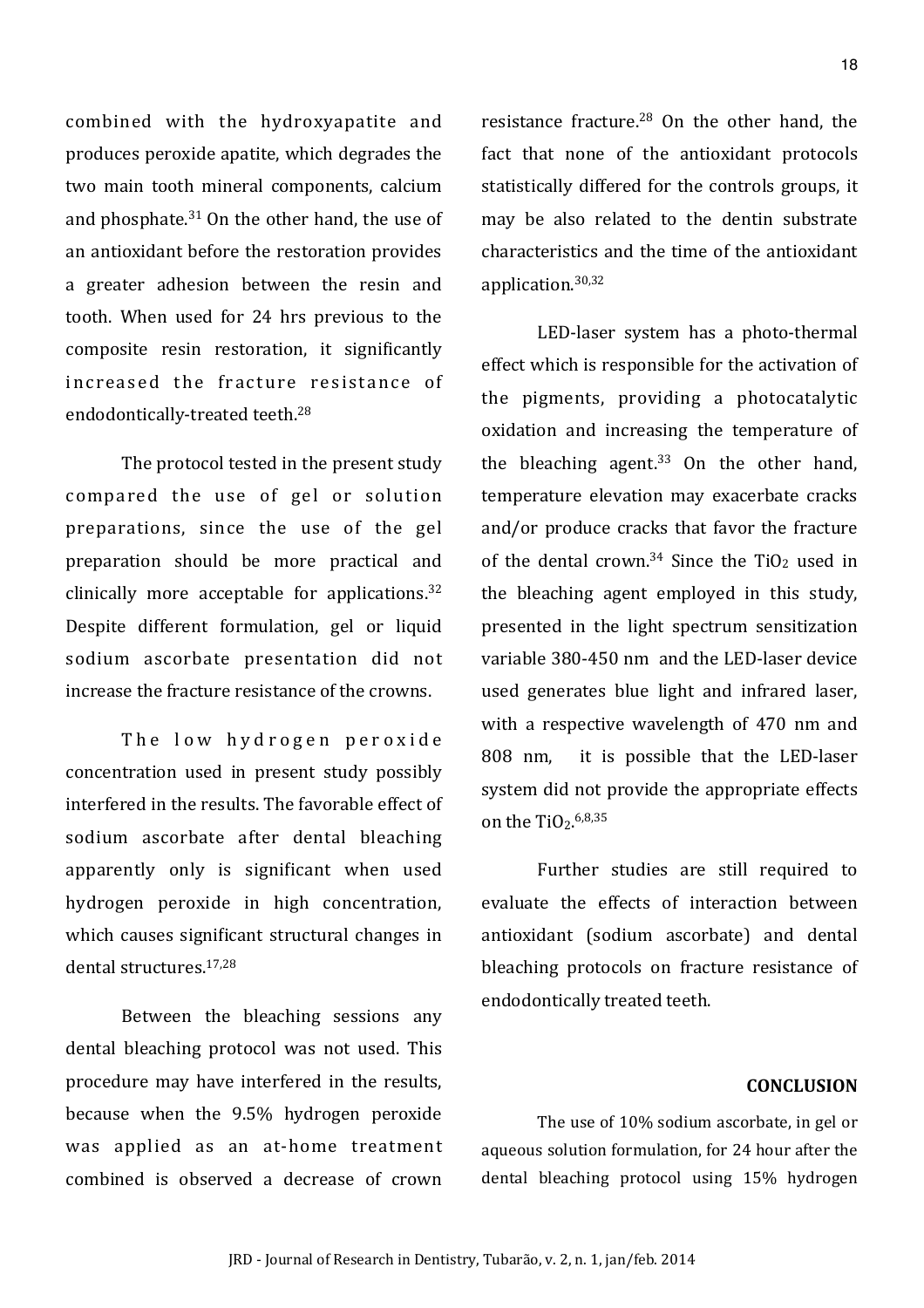combined with the hydroxyapatite and produces peroxide apatite, which degrades the two main tooth mineral components, calcium and phosphate.[31] On the other hand, the use of an antioxidant before the restoration provides a greater adhesion between the resin and tooth. When used for 24 hrs previous to the composite resin restoration, it significantly increased the fracture resistance of endodontically-treated teeth.[28]

The protocol tested in the present study compared the use of gel or solution preparations, since the use of the gel preparation should be more practical and clinically more acceptable for applications.[32] Despite different formulation, gel or liquid sodium ascorbate presentation did not increase the fracture resistance of the crowns.

The low hydrogen peroxide concentration used in present study possibly interfered in the results. The favorable effect of sodium ascorbate after dental bleaching apparently only is significant when used hydrogen peroxide in high concentration, which causes significant structural changes in dental structures.[17,28]

Between the bleaching sessions any dental bleaching protocol was not used. This procedure may have interfered in the results, because when the 9.5% hydrogen peroxide was applied as an at-home treatment combined is observed a decrease of crown resistance fracture.[28] On the other hand, the fact that none of the antioxidant protocols statistically differed for the controls groups, it may be also related to the dentin substrate characteristics and the time of the antioxidant application.[30,32]

LED-laser system has a photo-thermal effect which is responsible for the activation of the pigments, providing a photocatalytic oxidation and increasing the temperature of the bleaching agent.[33] On the other hand, temperature elevation may exacerbate cracks and/or produce cracks that favor the fracture of the dental crown.[34] Since the $TiO_2$ used in the bleaching agent employed in this study, presented in the light spectrum sensitization variable 380-450 nm and the LED-laser device used generates blue light and infrared laser, with a respective wavelength of 470 nm and 808 nm, it is possible that the LED-laser system did not provide the appropriate effects on the $TiO_2$.[6,8,35]

Further studies are still required to evaluate the effects of interaction between antioxidant (sodium ascorbate) and dental bleaching protocols on fracture resistance of endodontically treated teeth.

## CONCLUSION

The use of 10% sodium ascorbate, in gel or aqueous solution formulation, for 24 hour after the dental bleaching protocol using 15% hydrogen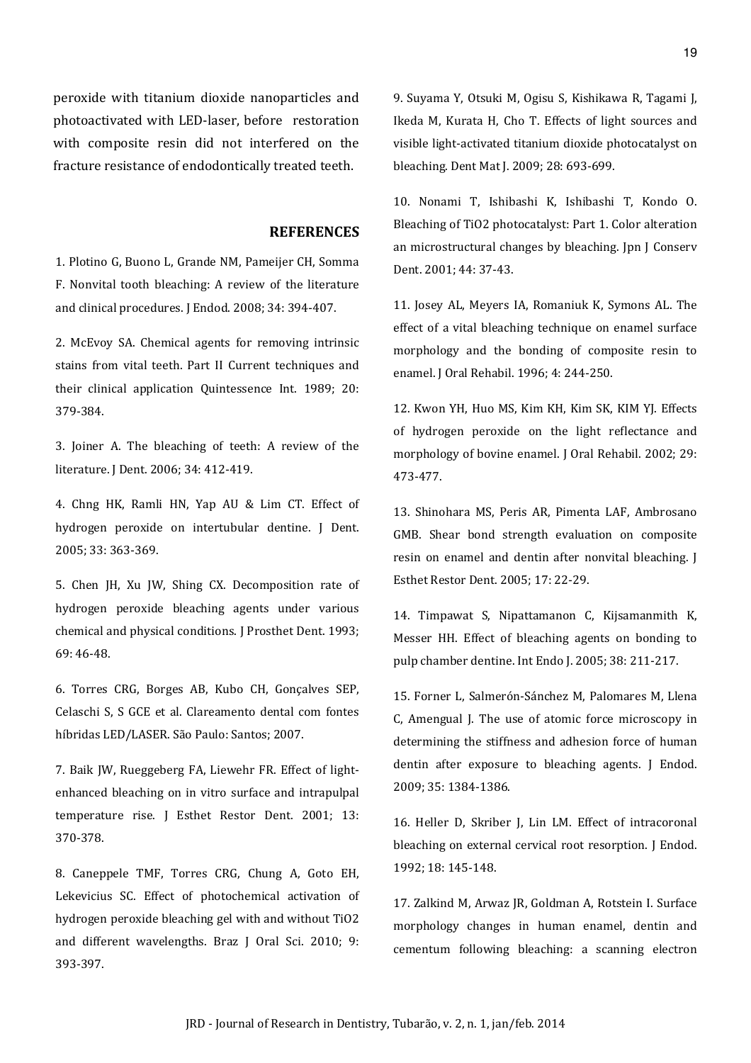peroxide with titanium dioxide nanoparticles and photoactivated with LED-laser, before restoration with composite resin did not interfered on the fracture resistance of endodontically treated teeth.

## REFERENCES

1. Plotino G, Buono L, Grande NM, Pameijer CH, Somma F. Nonvital tooth bleaching: A review of the literature and clinical procedures. J Endod. 2008; 34: 394-407.

2. McEvoy SA. Chemical agents for removing intrinsic stains from vital teeth. Part II Current techniques and their clinical application Quintessence Int. 1989; 20: 379-384.

3. Joiner A. The bleaching of teeth: A review of the literature. J Dent. 2006; 34: 412-419.

4. Chng HK, Ramli HN, Yap AU & Lim CT. Effect of hydrogen peroxide on intertubular dentine. J Dent. 2005; 33: 363-369.

5. Chen JH, Xu JW, Shing CX. Decomposition rate of hydrogen peroxide bleaching agents under various chemical and physical conditions. J Prosthet Dent. 1993; 69: 46-48.

6. Torres CRG, Borges AB, Kubo CH, Gonçalves SEP, Celaschi S, S GCE et al. Clareamento dental com fontes híbridas LED/LASER. São Paulo: Santos; 2007.

7. Baik JW, Rueggeberg FA, Liewehr FR. Effect of light-enhanced bleaching on in vitro surface and intrapulpal temperature rise. J Esthet Restor Dent. 2001; 13: 370-378.

8. Caneppele TMF, Torres CRG, Chung A, Goto EH, Lekevicius SC. Effect of photochemical activation of hydrogen peroxide bleaching gel with and without TiO2 and different wavelengths. Braz J Oral Sci. 2010; 9: 393-397.

9. Suyama Y, Otsuki M, Ogisu S, Kishikawa R, Tagami J, Ikeda M, Kurata H, Cho T. Effects of light sources and visible light-activated titanium dioxide photocatalyst on bleaching. Dent Mat J. 2009; 28: 693-699.

10. Nonami T, Ishibashi K, Ishibashi T, Kondo O. Bleaching of TiO2 photocatalyst: Part 1. Color alteration an microstructural changes by bleaching. Jpn J Conserv Dent. 2001; 44: 37-43.

11. Josey AL, Meyers IA, Romaniuk K, Symons AL. The effect of a vital bleaching technique on enamel surface morphology and the bonding of composite resin to enamel. J Oral Rehabil. 1996; 4: 244-250.

12. Kwon YH, Huo MS, Kim KH, Kim SK, KIM YJ. Effects of hydrogen peroxide on the light reflectance and morphology of bovine enamel. J Oral Rehabil. 2002; 29: 473-477.

13. Shinohara MS, Peris AR, Pimenta LAF, Ambrosano GMB. Shear bond strength evaluation on composite resin on enamel and dentin after nonvital bleaching. J Esthet Restor Dent. 2005; 17: 22-29.

14. Timpawat S, Nipattamanon C, Kijsamanmith K, Messer HH. Effect of bleaching agents on bonding to pulp chamber dentine. Int Endo J. 2005; 38: 211-217.

15. Forner L, Salmerón-Sánchez M, Palomares M, Llena C, Amengual J. The use of atomic force microscopy in determining the stiffness and adhesion force of human dentin after exposure to bleaching agents. J Endod. 2009; 35: 1384-1386.

16. Heller D, Skriber J, Lin LM. Effect of intracoronal bleaching on external cervical root resorption. J Endod. 1992; 18: 145-148.

17. Zalkind M, Arwaz JR, Goldman A, Rotstein I. Surface morphology changes in human enamel, dentin and cementum following bleaching: a scanning electron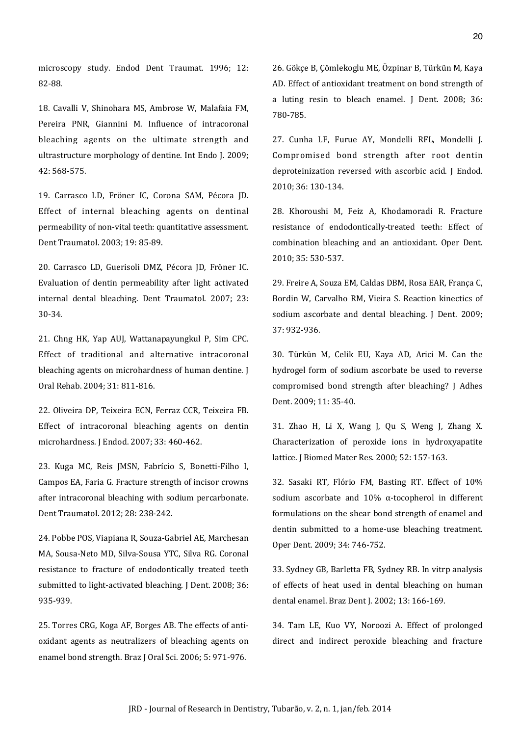microscopy study. Endod Dent Traumat. 1996; 12: 82-88.

18. Cavalli V, Shinohara MS, Ambrose W, Malafaia FM, Pereira PNR, Giannini M. Influence of intracoronal bleaching agents on the ultimate strength and ultrastructure morphology of dentine. Int Endo J. 2009; 42: 568-575.

19. Carrasco LD, Fröner IC, Corona SAM, Pécora JD. Effect of internal bleaching agents on dentinal permeability of non-vital teeth: quantitative assessment. Dent Traumatol. 2003; 19: 85-89.

20. Carrasco LD, Guerisoli DMZ, Pécora JD, Fröner IC. Evaluation of dentin permeability after light activated internal dental bleaching. Dent Traumatol. 2007; 23: 30-34.

21. Chng HK, Yap AUJ, Wattanapayungkul P, Sim CPC. Effect of traditional and alternative intracoronal bleaching agents on microhardness of human dentine. J Oral Rehab. 2004; 31: 811-816.

22. Oliveira DP, Teixeira ECN, Ferraz CCR, Teixeira FB. Effect of intracoronal bleaching agents on dentin microhardness. J Endod. 2007; 33: 460-462.

23. Kuga MC, Reis JMSN, Fabrício S, Bonetti-Filho I, Campos EA, Faria G. Fracture strength of incisor crowns after intracoronal bleaching with sodium percarbonate. Dent Traumatol. 2012; 28: 238-242.

24. Pobbe POS, Viapiana R, Souza-Gabriel AE, Marchesan MA, Sousa-Neto MD, Silva-Sousa YTC, Silva RG. Coronal resistance to fracture of endodontically treated teeth submitted to light-activated bleaching. J Dent. 2008; 36: 935-939.

25. Torres CRG, Koga AF, Borges AB. The effects of anti-oxidant agents as neutralizers of bleaching agents on enamel bond strength. Braz J Oral Sci. 2006; 5: 971-976.

26. Gökçe B, Çömlekoglu ME, Özpinar B, Türkün M, Kaya AD. Effect of antioxidant treatment on bond strength of a luting resin to bleach enamel. J Dent. 2008; 36: 780-785.

27. Cunha LF, Furue AY, Mondelli RFL, Mondelli J. Compromised bond strength after root dentin deproteinization reversed with ascorbic acid. J Endod. 2010; 36: 130-134.

28. Khoroushi M, Feiz A, Khodamoradi R. Fracture resistance of endodontically-treated teeth: Effect of combination bleaching and an antioxidant. Oper Dent. 2010; 35: 530-537.

29. Freire A, Souza EM, Caldas DBM, Rosa EAR, França C, Bordin W, Carvalho RM, Vieira S. Reaction kinectics of sodium ascorbate and dental bleaching. J Dent. 2009; 37: 932-936.

30. Türkün M, Celik EU, Kaya AD, Arici M. Can the hydrogel form of sodium ascorbate be used to reverse compromised bond strength after bleaching? J Adhes Dent. 2009; 11: 35-40.

31. Zhao H, Li X, Wang J, Qu S, Weng J, Zhang X. Characterization of peroxide ions in hydroxyapatite lattice. J Biomed Mater Res. 2000; 52: 157-163.

32. Sasaki RT, Flório FM, Basting RT. Effect of 10% sodium ascorbate and 10% α-tocopherol in different formulations on the shear bond strength of enamel and dentin submitted to a home-use bleaching treatment. Oper Dent. 2009; 34: 746-752.

33. Sydney GB, Barletta FB, Sydney RB. In vitrp analysis of effects of heat used in dental bleaching on human dental enamel. Braz Dent J. 2002; 13: 166-169.

34. Tam LE, Kuo VY, Noroozi A. Effect of prolonged direct and indirect peroxide bleaching and fracture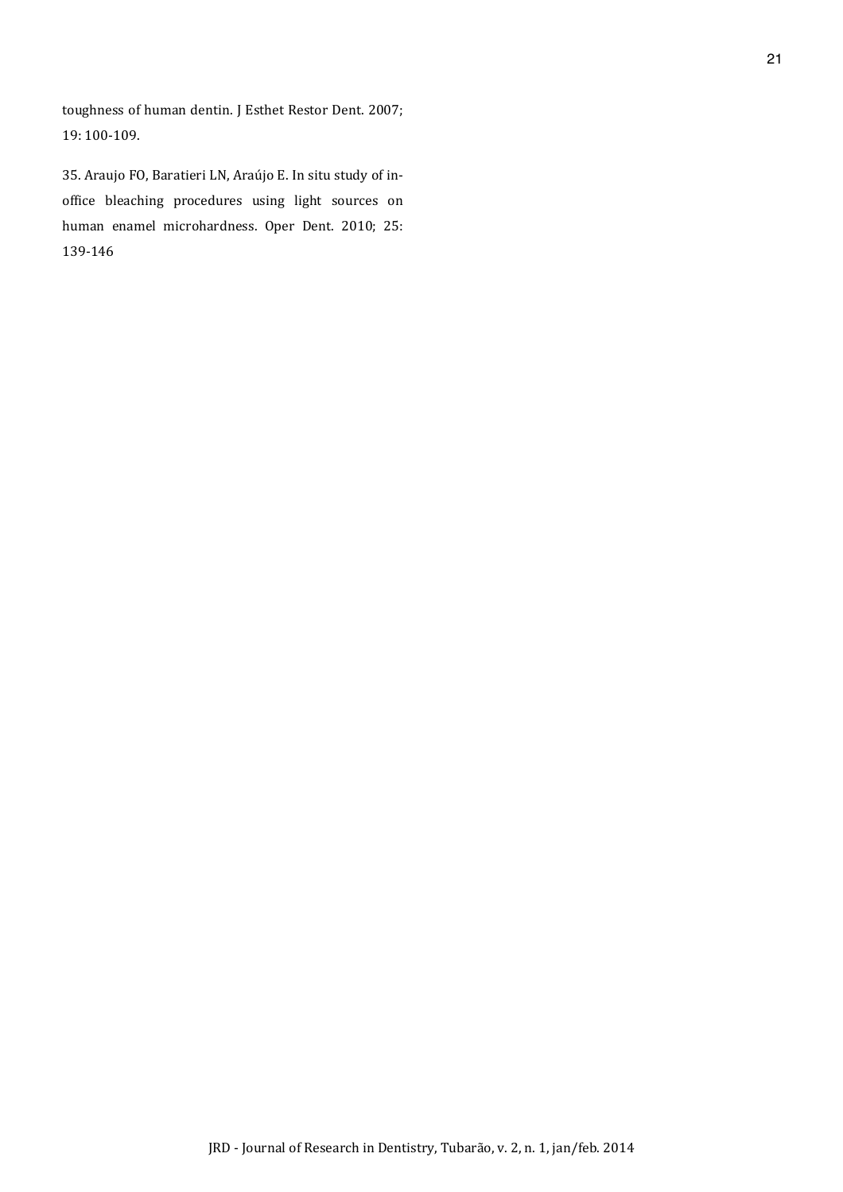toughness of human dentin. J Esthet Restor Dent. 2007; 19: 100-109.

35. Araujo FO, Baratieri LN, Araújo E. In situ study of in-office bleaching procedures using light sources on human enamel microhardness. Oper Dent. 2010; 25: 139-146